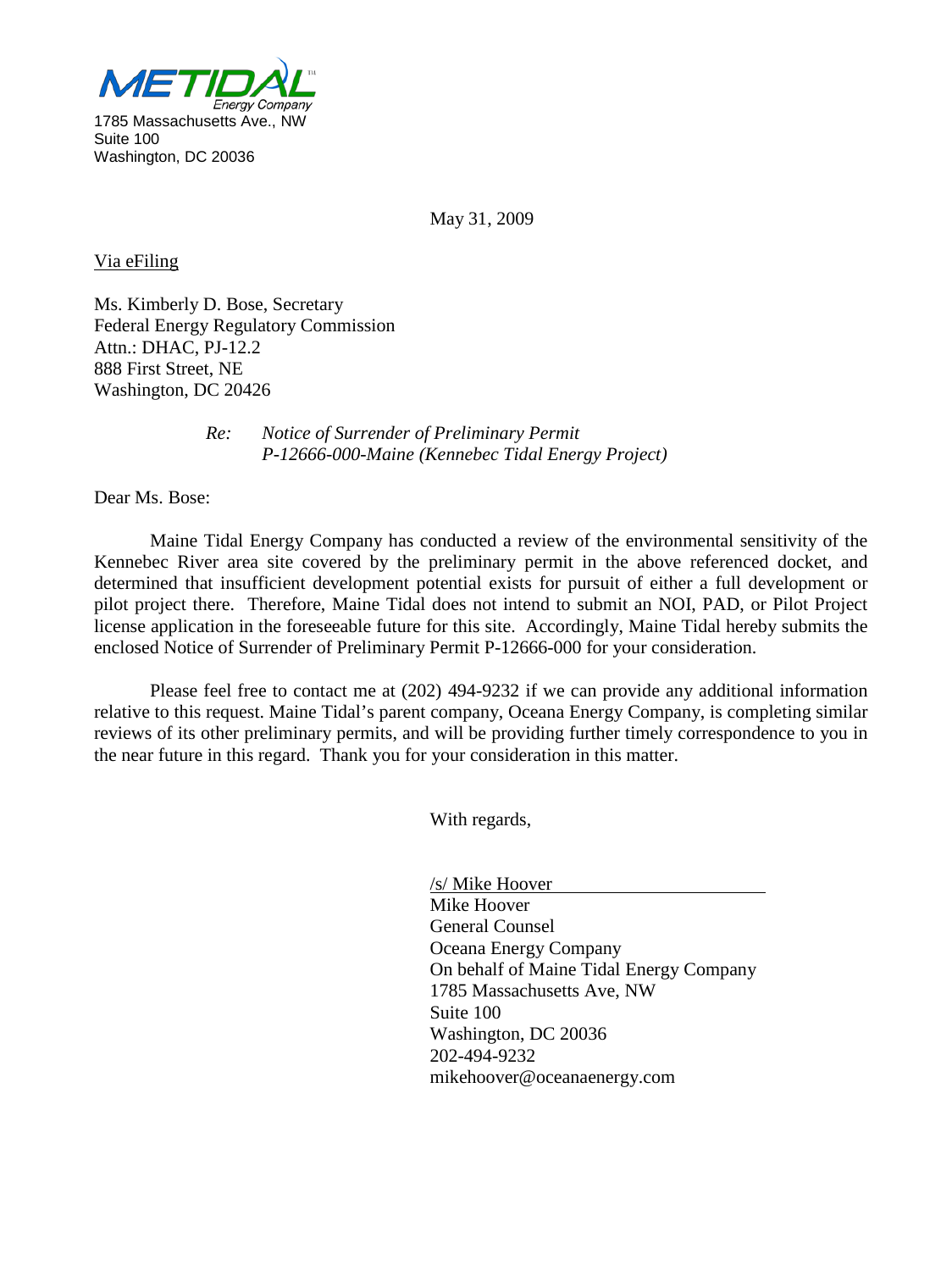METIDAL Energy Company
1785 Massachusetts Ave., NW
Suite 100
Washington, DC 20036

May 31, 2009

Via eFiling

Ms. Kimberly D. Bose, Secretary
Federal Energy Regulatory Commission
Attn.: DHAC, PJ-12.2
888 First Street, NE
Washington, DC 20426

*Re: Notice of Surrender of Preliminary Permit*
*P-12666-000-Maine (Kennebec Tidal Energy Project)*

Dear Ms. Bose:

Maine Tidal Energy Company has conducted a review of the environmental sensitivity of the Kennebec River area site covered by the preliminary permit in the above referenced docket, and determined that insufficient development potential exists for pursuit of either a full development or pilot project there. Therefore, Maine Tidal does not intend to submit an NOI, PAD, or Pilot Project license application in the foreseeable future for this site. Accordingly, Maine Tidal hereby submits the enclosed Notice of Surrender of Preliminary Permit P-12666-000 for your consideration.

Please feel free to contact me at (202) 494-9232 if we can provide any additional information relative to this request. Maine Tidal's parent company, Oceana Energy Company, is completing similar reviews of its other preliminary permits, and will be providing further timely correspondence to you in the near future in this regard. Thank you for your consideration in this matter.

With regards,

/s/ Mike Hoover
Mike Hoover
General Counsel
Oceana Energy Company
On behalf of Maine Tidal Energy Company
1785 Massachusetts Ave, NW
Suite 100
Washington, DC 20036
202-494-9232
mikehoover@oceanaenergy.com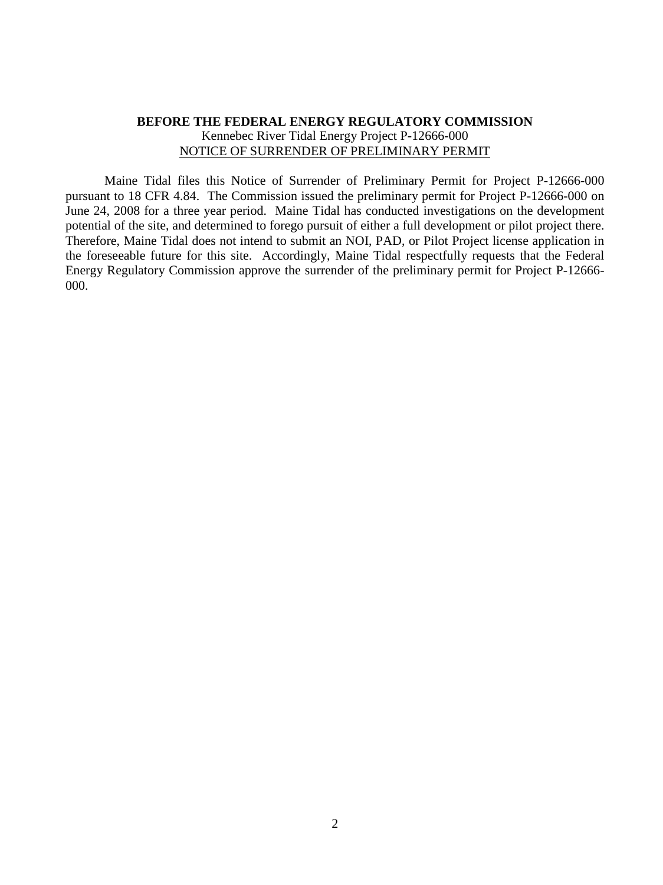**BEFORE THE FEDERAL ENERGY REGULATORY COMMISSION**

Kennebec River Tidal Energy Project P-12666-000

NOTICE OF SURRENDER OF PRELIMINARY PERMIT

Maine Tidal files this Notice of Surrender of Preliminary Permit for Project P-12666-000 pursuant to 18 CFR 4.84. The Commission issued the preliminary permit for Project P-12666-000 on June 24, 2008 for a three year period. Maine Tidal has conducted investigations on the development potential of the site, and determined to forego pursuit of either a full development or pilot project there. Therefore, Maine Tidal does not intend to submit an NOI, PAD, or Pilot Project license application in the foreseeable future for this site. Accordingly, Maine Tidal respectfully requests that the Federal Energy Regulatory Commission approve the surrender of the preliminary permit for Project P-12666-000.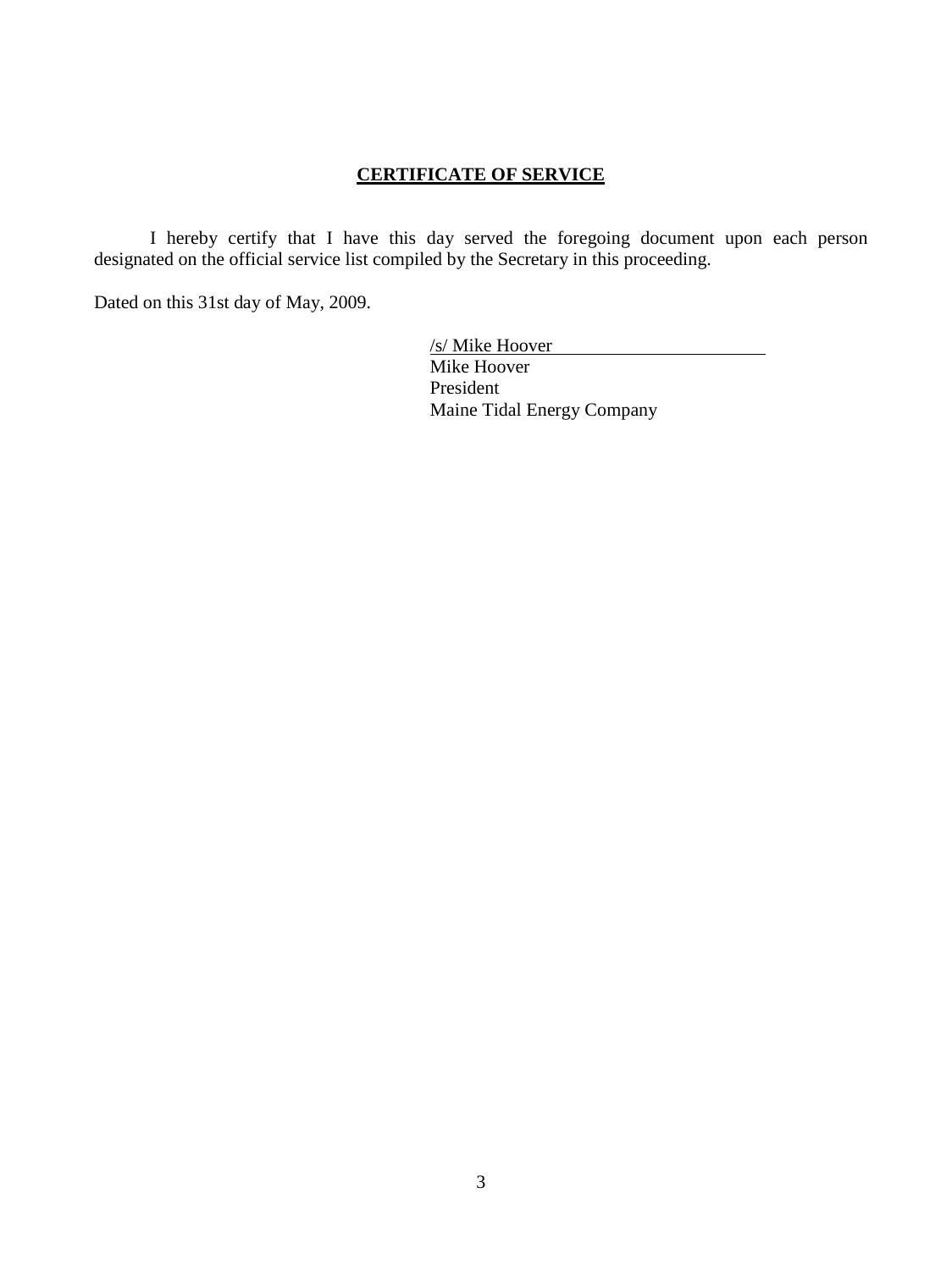**CERTIFICATE OF SERVICE**

I hereby certify that I have this day served the foregoing document upon each person designated on the official service list compiled by the Secretary in this proceeding.

Dated on this 31st day of May, 2009.

/s/ Mike Hoover
Mike Hoover
President
Maine Tidal Energy Company